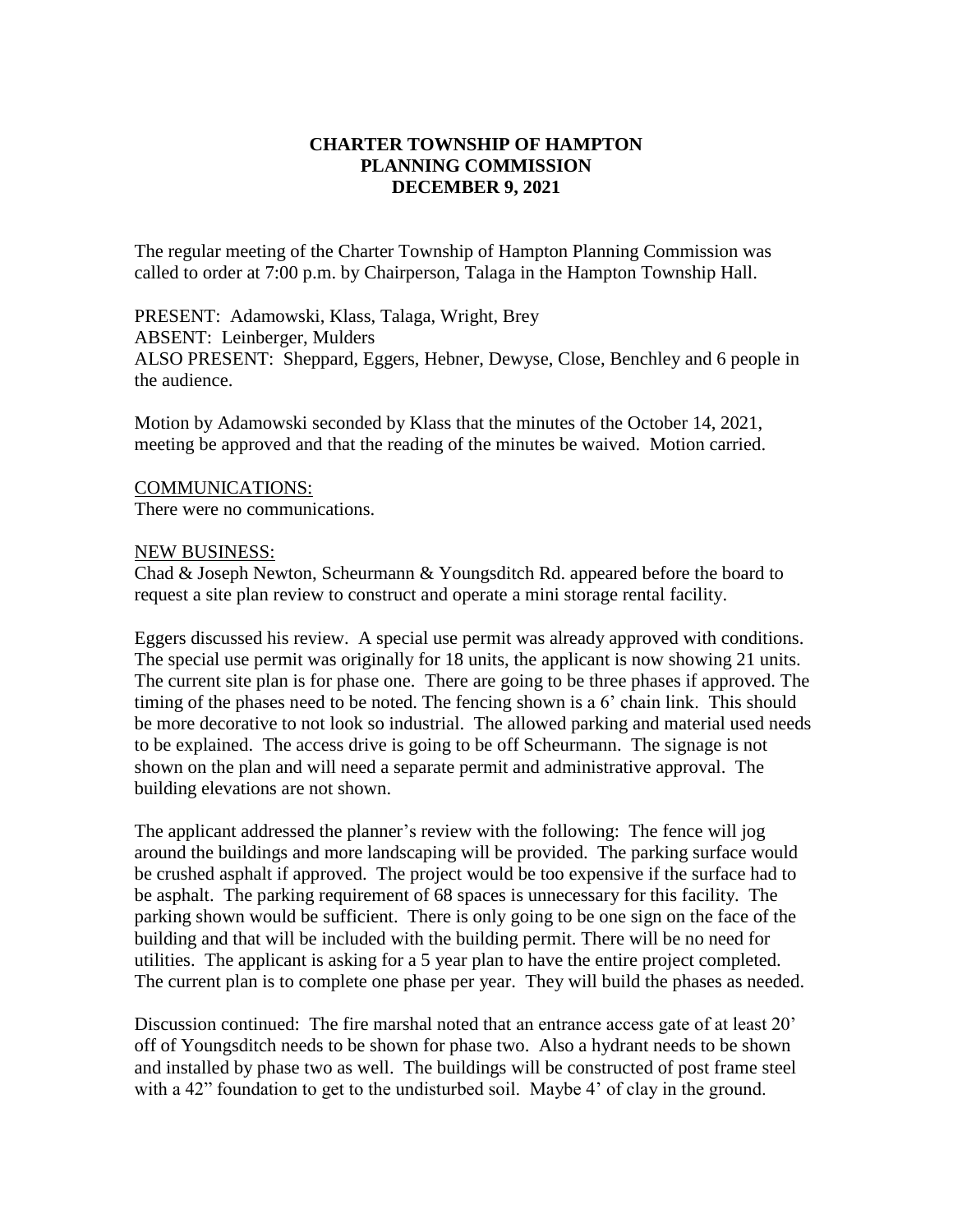**CHARTER TOWNSHIP OF HAMPTON**
**PLANNING COMMISSION**
**DECEMBER 9, 2021**

The regular meeting of the Charter Township of Hampton Planning Commission was called to order at 7:00 p.m. by Chairperson, Talaga in the Hampton Township Hall.

PRESENT: Adamowski, Klass, Talaga, Wright, Brey
ABSENT: Leinberger, Mulders
ALSO PRESENT: Sheppard, Eggers, Hebner, Dewyse, Close, Benchley and 6 people in the audience.

Motion by Adamowski seconded by Klass that the minutes of the October 14, 2021, meeting be approved and that the reading of the minutes be waived. Motion carried.

COMMUNICATIONS:
There were no communications.

NEW BUSINESS:
Chad & Joseph Newton, Scheurmann & Youngsditch Rd. appeared before the board to request a site plan review to construct and operate a mini storage rental facility.

Eggers discussed his review. A special use permit was already approved with conditions. The special use permit was originally for 18 units, the applicant is now showing 21 units. The current site plan is for phase one. There are going to be three phases if approved. The timing of the phases need to be noted. The fencing shown is a 6' chain link. This should be more decorative to not look so industrial. The allowed parking and material used needs to be explained. The access drive is going to be off Scheurmann. The signage is not shown on the plan and will need a separate permit and administrative approval. The building elevations are not shown.

The applicant addressed the planner's review with the following: The fence will jog around the buildings and more landscaping will be provided. The parking surface would be crushed asphalt if approved. The project would be too expensive if the surface had to be asphalt. The parking requirement of 68 spaces is unnecessary for this facility. The parking shown would be sufficient. There is only going to be one sign on the face of the building and that will be included with the building permit. There will be no need for utilities. The applicant is asking for a 5 year plan to have the entire project completed. The current plan is to complete one phase per year. They will build the phases as needed.

Discussion continued: The fire marshal noted that an entrance access gate of at least 20' off of Youngsditch needs to be shown for phase two. Also a hydrant needs to be shown and installed by phase two as well. The buildings will be constructed of post frame steel with a 42" foundation to get to the undisturbed soil. Maybe 4' of clay in the ground.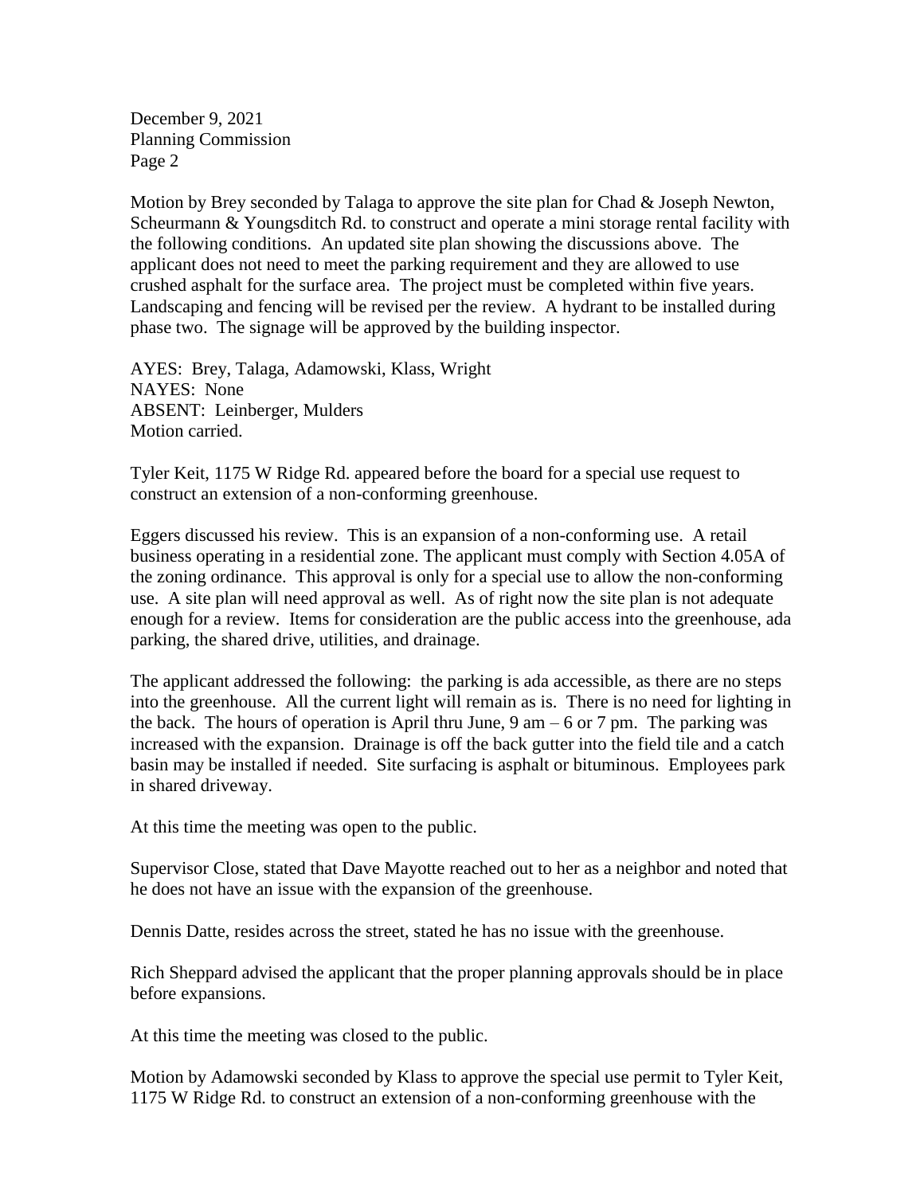Motion by Brey seconded by Talaga to approve the site plan for Chad & Joseph Newton, Scheurmann & Youngsditch Rd. to construct and operate a mini storage rental facility with the following conditions. An updated site plan showing the discussions above. The applicant does not need to meet the parking requirement and they are allowed to use crushed asphalt for the surface area. The project must be completed within five years. Landscaping and fencing will be revised per the review. A hydrant to be installed during phase two. The signage will be approved by the building inspector.

AYES: Brey, Talaga, Adamowski, Klass, Wright
NAYES: None
ABSENT: Leinberger, Mulders
Motion carried.

Tyler Keit, 1175 W Ridge Rd. appeared before the board for a special use request to construct an extension of a non-conforming greenhouse.

Eggers discussed his review. This is an expansion of a non-conforming use. A retail business operating in a residential zone. The applicant must comply with Section 4.05A of the zoning ordinance. This approval is only for a special use to allow the non-conforming use. A site plan will need approval as well. As of right now the site plan is not adequate enough for a review. Items for consideration are the public access into the greenhouse, ada parking, the shared drive, utilities, and drainage.

The applicant addressed the following: the parking is ada accessible, as there are no steps into the greenhouse. All the current light will remain as is. There is no need for lighting in the back. The hours of operation is April thru June, 9 am – 6 or 7 pm. The parking was increased with the expansion. Drainage is off the back gutter into the field tile and a catch basin may be installed if needed. Site surfacing is asphalt or bituminous. Employees park in shared driveway.

At this time the meeting was open to the public.

Supervisor Close, stated that Dave Mayotte reached out to her as a neighbor and noted that he does not have an issue with the expansion of the greenhouse.

Dennis Datte, resides across the street, stated he has no issue with the greenhouse.

Rich Sheppard advised the applicant that the proper planning approvals should be in place before expansions.

At this time the meeting was closed to the public.

Motion by Adamowski seconded by Klass to approve the special use permit to Tyler Keit, 1175 W Ridge Rd. to construct an extension of a non-conforming greenhouse with the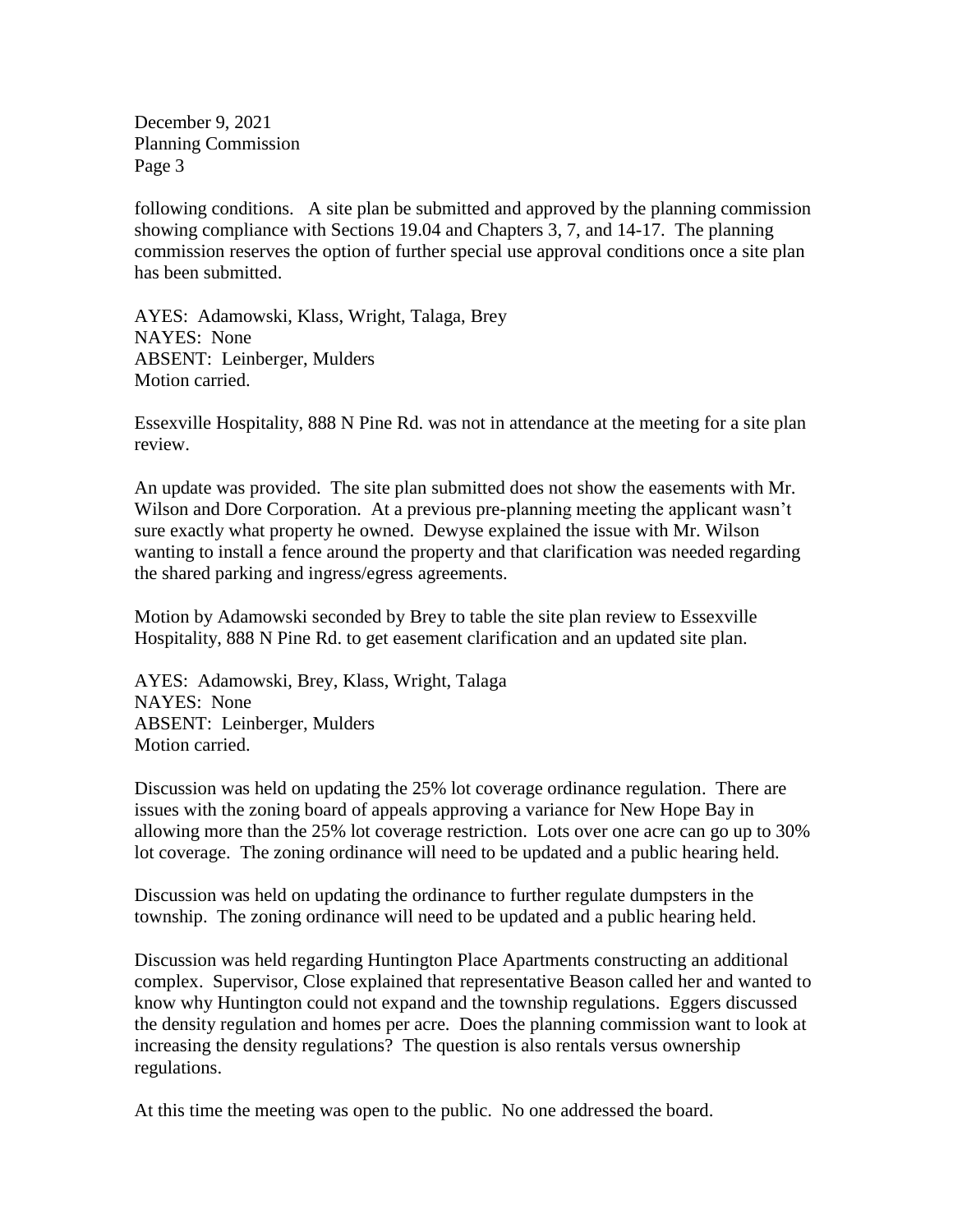following conditions. A site plan be submitted and approved by the planning commission showing compliance with Sections 19.04 and Chapters 3, 7, and 14-17. The planning commission reserves the option of further special use approval conditions once a site plan has been submitted.

AYES: Adamowski, Klass, Wright, Talaga, Brey
NAYES: None
ABSENT: Leinberger, Mulders
Motion carried.

Essexville Hospitality, 888 N Pine Rd. was not in attendance at the meeting for a site plan review.

An update was provided. The site plan submitted does not show the easements with Mr. Wilson and Dore Corporation. At a previous pre-planning meeting the applicant wasn't sure exactly what property he owned. Dewyse explained the issue with Mr. Wilson wanting to install a fence around the property and that clarification was needed regarding the shared parking and ingress/egress agreements.

Motion by Adamowski seconded by Brey to table the site plan review to Essexville Hospitality, 888 N Pine Rd. to get easement clarification and an updated site plan.

AYES: Adamowski, Brey, Klass, Wright, Talaga
NAYES: None
ABSENT: Leinberger, Mulders
Motion carried.

Discussion was held on updating the 25% lot coverage ordinance regulation. There are issues with the zoning board of appeals approving a variance for New Hope Bay in allowing more than the 25% lot coverage restriction. Lots over one acre can go up to 30% lot coverage. The zoning ordinance will need to be updated and a public hearing held.

Discussion was held on updating the ordinance to further regulate dumpsters in the township. The zoning ordinance will need to be updated and a public hearing held.

Discussion was held regarding Huntington Place Apartments constructing an additional complex. Supervisor, Close explained that representative Beason called her and wanted to know why Huntington could not expand and the township regulations. Eggers discussed the density regulation and homes per acre. Does the planning commission want to look at increasing the density regulations? The question is also rentals versus ownership regulations.

At this time the meeting was open to the public. No one addressed the board.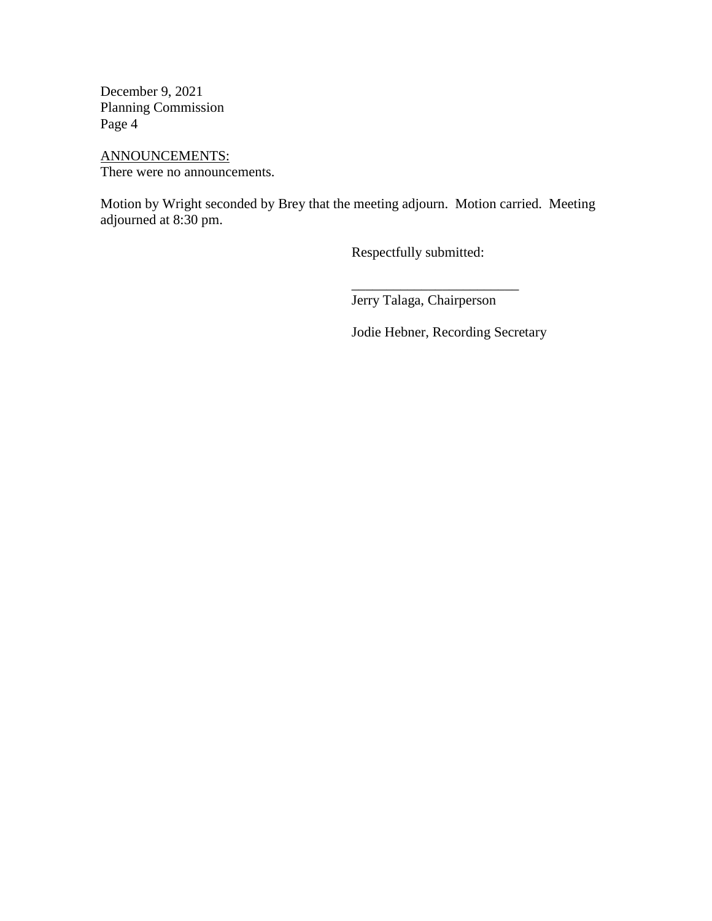ANNOUNCEMENTS:

There were no announcements.

Motion by Wright seconded by Brey that the meeting adjourn. Motion carried. Meeting adjourned at 8:30 pm.

Respectfully submitted:

________________________

Jerry Talaga, Chairperson

Jodie Hebner, Recording Secretary